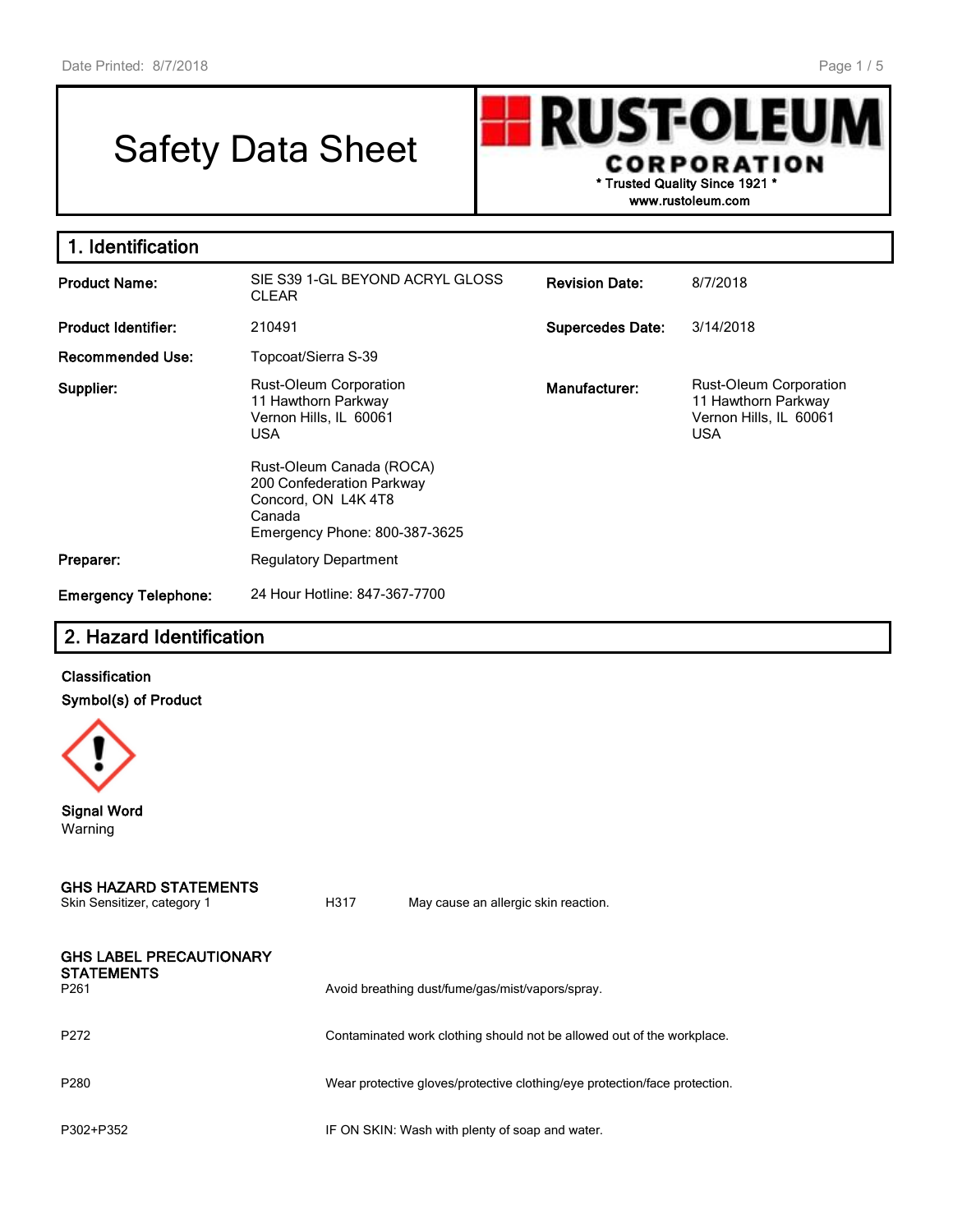# Safety Data Sheet

**RUST-OLEUM CORPORATION**
**\* Trusted Quality Since 1921 \***
**www.rustoleum.com**

## 1. Identification

| | | | |
|---|---|---|---|
| **Product Name:** | SIE S39 1-GL BEYOND ACRYL GLOSS CLEAR | **Revision Date:** | 8/7/2018 |
| **Product Identifier:** | 210491 | **Supercedes Date:** | 3/14/2018 |
| **Recommended Use:** | Topcoat/Sierra S-39 | | |
| **Supplier:** | Rust-Oleum Corporation<br>11 Hawthorn Parkway<br>Vernon Hills, IL 60061<br>USA<br><br>Rust-Oleum Canada (ROCA)<br>200 Confederation Parkway<br>Concord, ON L4K 4T8<br>Canada<br>Emergency Phone: 800-387-3625 | **Manufacturer:** | Rust-Oleum Corporation<br>11 Hawthorn Parkway<br>Vernon Hills, IL 60061<br>USA |
| **Preparer:** | Regulatory Department | | |
| **Emergency Telephone:** | 24 Hour Hotline: 847-367-7700 | | |

## 2. Hazard Identification

**Classification**

**Symbol(s) of Product**

**Signal Word**
Warning

**GHS HAZARD STATEMENTS**

| | | |
|---|---|---|
| Skin Sensitizer, category 1 | H317 | May cause an allergic skin reaction. |

**GHS LABEL PRECAUTIONARY STATEMENTS**

| | |
|---|---|
| P261 | Avoid breathing dust/fume/gas/mist/vapors/spray. |
| P272 | Contaminated work clothing should not be allowed out of the workplace. |
| P280 | Wear protective gloves/protective clothing/eye protection/face protection. |
| P302+P352 | IF ON SKIN: Wash with plenty of soap and water. |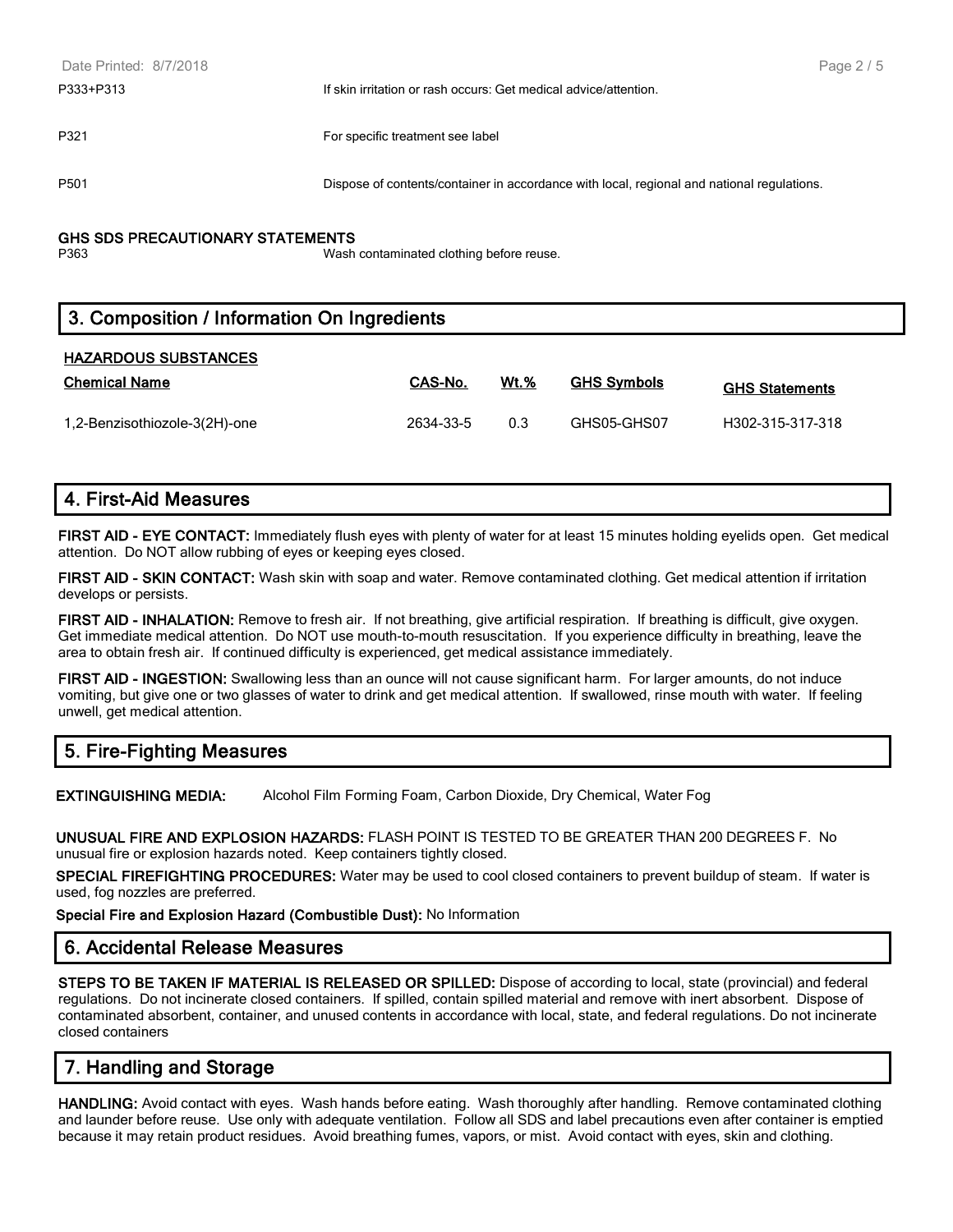| | |
|---|---|
| P333+P313 | If skin irritation or rash occurs: Get medical advice/attention. |
| P321 | For specific treatment see label |
| P501 | Dispose of contents/container in accordance with local, regional and national regulations. |

**GHS SDS PRECAUTIONARY STATEMENTS**

| | |
|---|---|
| P363 | Wash contaminated clothing before reuse. |

## 3. Composition / Information On Ingredients

**HAZARDOUS SUBSTANCES**

| Chemical Name | CAS-No. | Wt.% | GHS Symbols | GHS Statements |
|---|---|---|---|---|
| 1,2-Benzisothiozole-3(2H)-one | 2634-33-5 | 0.3 | GHS05-GHS07 | H302-315-317-318 |

## 4. First-Aid Measures

**FIRST AID - EYE CONTACT:** Immediately flush eyes with plenty of water for at least 15 minutes holding eyelids open. Get medical attention. Do NOT allow rubbing of eyes or keeping eyes closed.

**FIRST AID - SKIN CONTACT:** Wash skin with soap and water. Remove contaminated clothing. Get medical attention if irritation develops or persists.

**FIRST AID - INHALATION:** Remove to fresh air. If not breathing, give artificial respiration. If breathing is difficult, give oxygen. Get immediate medical attention. Do NOT use mouth-to-mouth resuscitation. If you experience difficulty in breathing, leave the area to obtain fresh air. If continued difficulty is experienced, get medical assistance immediately.

**FIRST AID - INGESTION:** Swallowing less than an ounce will not cause significant harm. For larger amounts, do not induce vomiting, but give one or two glasses of water to drink and get medical attention. If swallowed, rinse mouth with water. If feeling unwell, get medical attention.

## 5. Fire-Fighting Measures

**EXTINGUISHING MEDIA:** Alcohol Film Forming Foam, Carbon Dioxide, Dry Chemical, Water Fog

**UNUSUAL FIRE AND EXPLOSION HAZARDS:** FLASH POINT IS TESTED TO BE GREATER THAN 200 DEGREES F. No unusual fire or explosion hazards noted. Keep containers tightly closed.

**SPECIAL FIREFIGHTING PROCEDURES:** Water may be used to cool closed containers to prevent buildup of steam. If water is used, fog nozzles are preferred.

**Special Fire and Explosion Hazard (Combustible Dust):** No Information

## 6. Accidental Release Measures

**STEPS TO BE TAKEN IF MATERIAL IS RELEASED OR SPILLED:** Dispose of according to local, state (provincial) and federal regulations. Do not incinerate closed containers. If spilled, contain spilled material and remove with inert absorbent. Dispose of contaminated absorbent, container, and unused contents in accordance with local, state, and federal regulations. Do not incinerate closed containers

## 7. Handling and Storage

**HANDLING:** Avoid contact with eyes. Wash hands before eating. Wash thoroughly after handling. Remove contaminated clothing and launder before reuse. Use only with adequate ventilation. Follow all SDS and label precautions even after container is emptied because it may retain product residues. Avoid breathing fumes, vapors, or mist. Avoid contact with eyes, skin and clothing.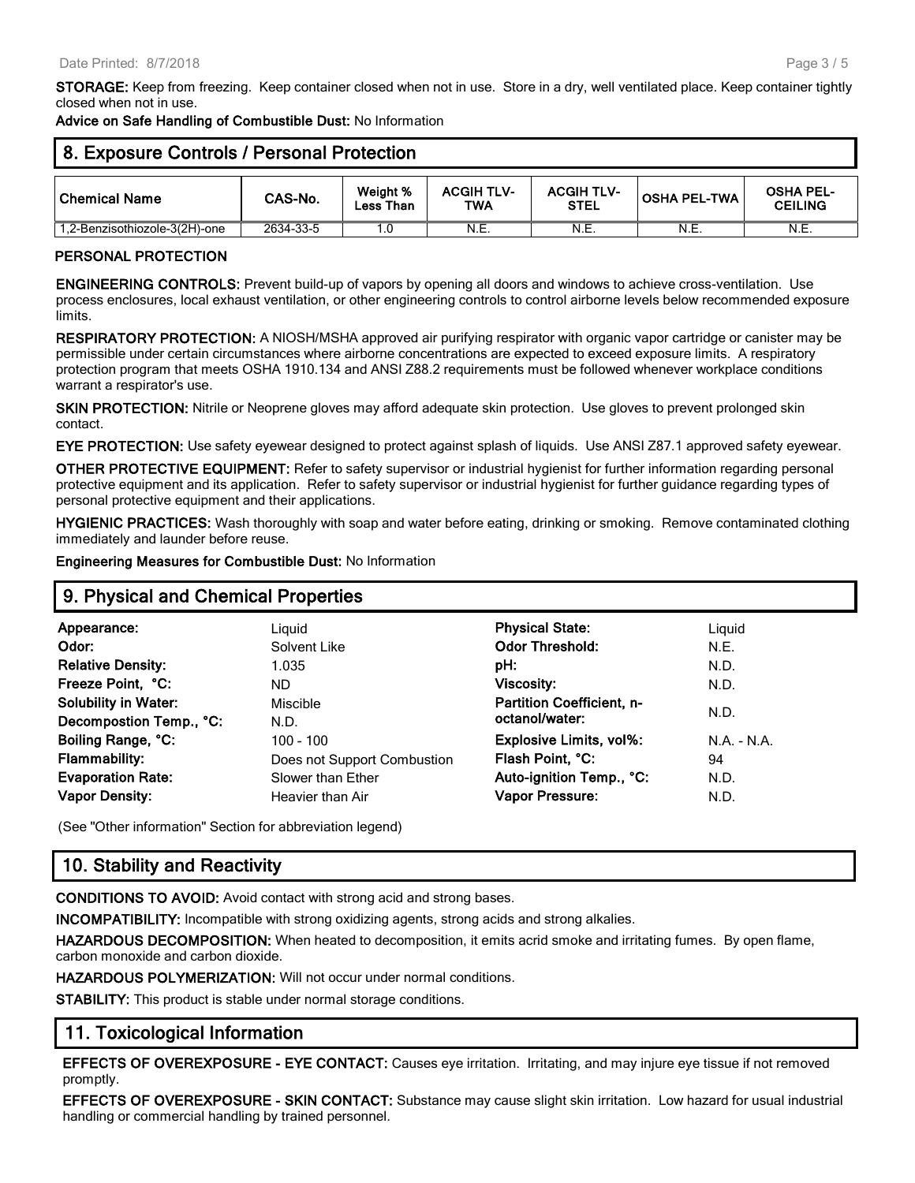**STORAGE:** Keep from freezing. Keep container closed when not in use. Store in a dry, well ventilated place. Keep container tightly closed when not in use.

**Advice on Safe Handling of Combustible Dust:** No Information

## 8. Exposure Controls / Personal Protection

| Chemical Name | CAS-No. | Weight % Less Than | ACGIH TLV-TWA | ACGIH TLV-STEL | OSHA PEL-TWA | OSHA PEL-CEILING |
|---|---|---|---|---|---|---|
| 1,2-Benzisothiozole-3(2H)-one | 2634-33-5 | 1.0 | N.E. | N.E. | N.E. | N.E. |

**PERSONAL PROTECTION**

**ENGINEERING CONTROLS:** Prevent build-up of vapors by opening all doors and windows to achieve cross-ventilation. Use process enclosures, local exhaust ventilation, or other engineering controls to control airborne levels below recommended exposure limits.

**RESPIRATORY PROTECTION:** A NIOSH/MSHA approved air purifying respirator with organic vapor cartridge or canister may be permissible under certain circumstances where airborne concentrations are expected to exceed exposure limits. A respiratory protection program that meets OSHA 1910.134 and ANSI Z88.2 requirements must be followed whenever workplace conditions warrant a respirator's use.

**SKIN PROTECTION:** Nitrile or Neoprene gloves may afford adequate skin protection. Use gloves to prevent prolonged skin contact.

**EYE PROTECTION:** Use safety eyewear designed to protect against splash of liquids. Use ANSI Z87.1 approved safety eyewear.

**OTHER PROTECTIVE EQUIPMENT:** Refer to safety supervisor or industrial hygienist for further information regarding personal protective equipment and its application. Refer to safety supervisor or industrial hygienist for further guidance regarding types of personal protective equipment and their applications.

**HYGIENIC PRACTICES:** Wash thoroughly with soap and water before eating, drinking or smoking. Remove contaminated clothing immediately and launder before reuse.

**Engineering Measures for Combustible Dust:** No Information

## 9. Physical and Chemical Properties

| | | | |
|---|---|---|---|
| **Appearance:** | Liquid | **Physical State:** | Liquid |
| **Odor:** | Solvent Like | **Odor Threshold:** | N.E. |
| **Relative Density:** | 1.035 | **pH:** | N.D. |
| **Freeze Point, °C:** | ND | **Viscosity:** | N.D. |
| **Solubility in Water:** | Miscible | **Partition Coefficient, n-octanol/water:** | N.D. |
| **Decompostion Temp., °C:** | N.D. | | |
| **Boiling Range, °C:** | 100 - 100 | **Explosive Limits, vol%:** | N.A. - N.A. |
| **Flammability:** | Does not Support Combustion | **Flash Point, °C:** | 94 |
| **Evaporation Rate:** | Slower than Ether | **Auto-ignition Temp., °C:** | N.D. |
| **Vapor Density:** | Heavier than Air | **Vapor Pressure:** | N.D. |

(See "Other information" Section for abbreviation legend)

## 10. Stability and Reactivity

**CONDITIONS TO AVOID:** Avoid contact with strong acid and strong bases.

**INCOMPATIBILITY:** Incompatible with strong oxidizing agents, strong acids and strong alkalies.

**HAZARDOUS DECOMPOSITION:** When heated to decomposition, it emits acrid smoke and irritating fumes. By open flame, carbon monoxide and carbon dioxide.

**HAZARDOUS POLYMERIZATION:** Will not occur under normal conditions.

**STABILITY:** This product is stable under normal storage conditions.

## 11. Toxicological Information

**EFFECTS OF OVEREXPOSURE - EYE CONTACT:** Causes eye irritation. Irritating, and may injure eye tissue if not removed promptly.

**EFFECTS OF OVEREXPOSURE - SKIN CONTACT:** Substance may cause slight skin irritation. Low hazard for usual industrial handling or commercial handling by trained personnel.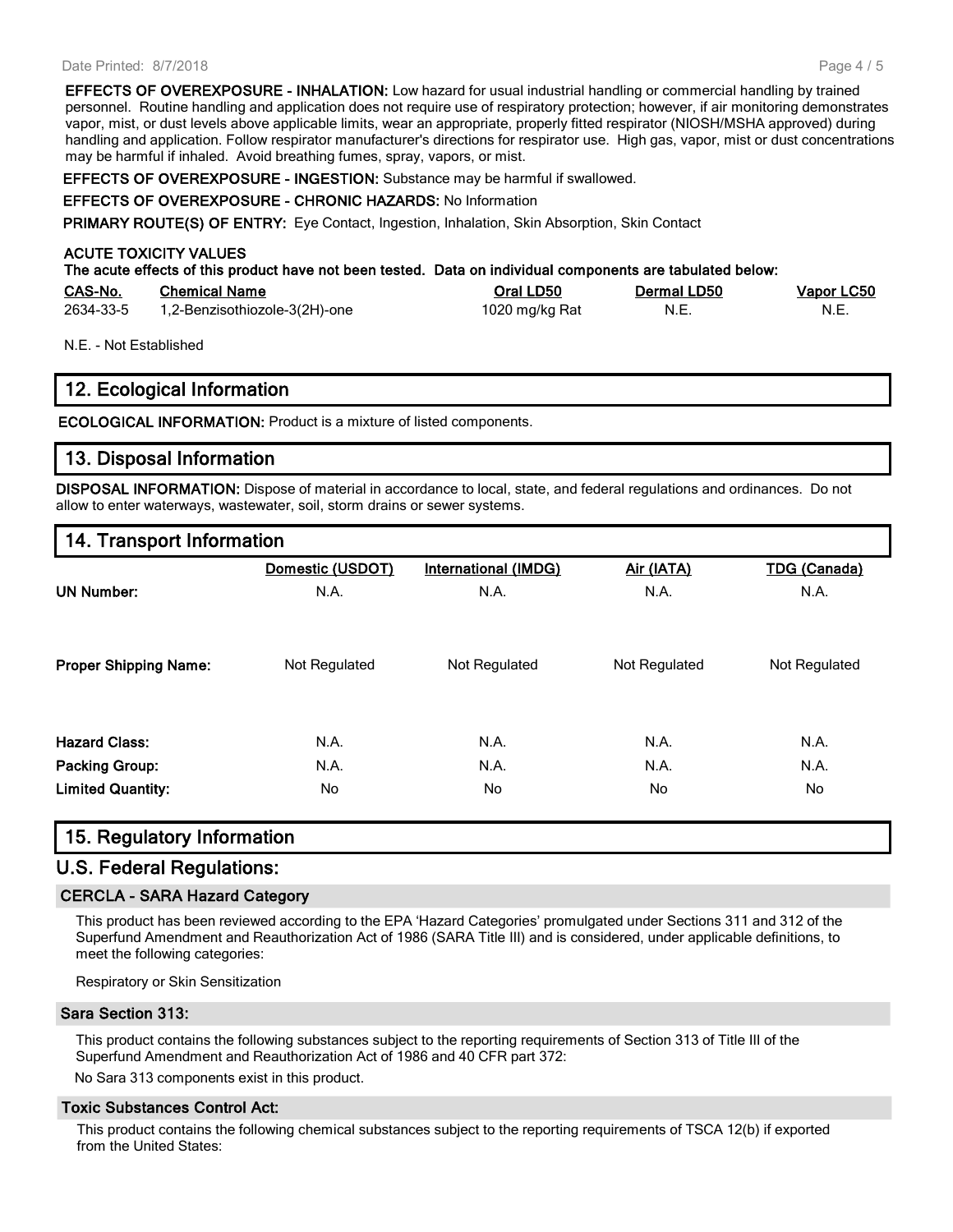**EFFECTS OF OVEREXPOSURE - INHALATION:** Low hazard for usual industrial handling or commercial handling by trained personnel. Routine handling and application does not require use of respiratory protection; however, if air monitoring demonstrates vapor, mist, or dust levels above applicable limits, wear an appropriate, properly fitted respirator (NIOSH/MSHA approved) during handling and application. Follow respirator manufacturer's directions for respirator use. High gas, vapor, mist or dust concentrations may be harmful if inhaled. Avoid breathing fumes, spray, vapors, or mist.

**EFFECTS OF OVEREXPOSURE - INGESTION:** Substance may be harmful if swallowed.

**EFFECTS OF OVEREXPOSURE - CHRONIC HAZARDS:** No Information

**PRIMARY ROUTE(S) OF ENTRY:** Eye Contact, Ingestion, Inhalation, Skin Absorption, Skin Contact

**ACUTE TOXICITY VALUES**

**The acute effects of this product have not been tested. Data on individual components are tabulated below:**

| CAS-No. | Chemical Name | Oral LD50 | Dermal LD50 | Vapor LC50 |
|---|---|---|---|---|
| 2634-33-5 | 1,2-Benzisothiozole-3(2H)-one | 1020 mg/kg Rat | N.E. | N.E. |

N.E. - Not Established

## 12. Ecological Information

**ECOLOGICAL INFORMATION:** Product is a mixture of listed components.

## 13. Disposal Information

**DISPOSAL INFORMATION:** Dispose of material in accordance to local, state, and federal regulations and ordinances. Do not allow to enter waterways, wastewater, soil, storm drains or sewer systems.

## 14. Transport Information

| | Domestic (USDOT) | International (IMDG) | Air (IATA) | TDG (Canada) |
|---|---|---|---|---|
| **UN Number:** | N.A. | N.A. | N.A. | N.A. |
| **Proper Shipping Name:** | Not Regulated | Not Regulated | Not Regulated | Not Regulated |
| **Hazard Class:** | N.A. | N.A. | N.A. | N.A. |
| **Packing Group:** | N.A. | N.A. | N.A. | N.A. |
| **Limited Quantity:** | No | No | No | No |

## 15. Regulatory Information

## U.S. Federal Regulations:

### CERCLA - SARA Hazard Category

This product has been reviewed according to the EPA 'Hazard Categories' promulgated under Sections 311 and 312 of the Superfund Amendment and Reauthorization Act of 1986 (SARA Title III) and is considered, under applicable definitions, to meet the following categories:

Respiratory or Skin Sensitization

### Sara Section 313:

This product contains the following substances subject to the reporting requirements of Section 313 of Title III of the Superfund Amendment and Reauthorization Act of 1986 and 40 CFR part 372:

No Sara 313 components exist in this product.

### Toxic Substances Control Act:

This product contains the following chemical substances subject to the reporting requirements of TSCA 12(b) if exported from the United States: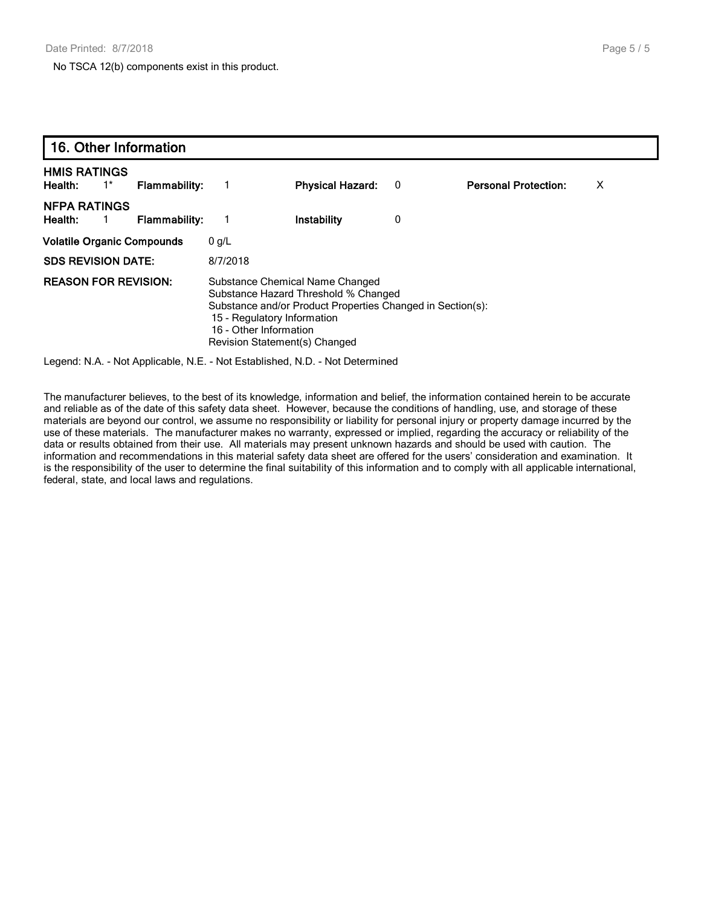No TSCA 12(b) components exist in this product.

## 16. Other Information

**HMIS RATINGS**

| | | | | | | | |
|---|---|---|---|---|---|---|---|
| **Health:** | 1* | **Flammability:** | 1 | **Physical Hazard:** | 0 | **Personal Protection:** | X |

**NFPA RATINGS**

| | | | | | |
|---|---|---|---|---|---|
| **Health:** | 1 | **Flammability:** | 1 | **Instability** | 0 |

**Volatile Organic Compounds** 0 g/L

**SDS REVISION DATE:** 8/7/2018

**REASON FOR REVISION:**

Substance Chemical Name Changed
Substance Hazard Threshold % Changed
Substance and/or Product Properties Changed in Section(s):
15 - Regulatory Information
16 - Other Information
Revision Statement(s) Changed

Legend: N.A. - Not Applicable, N.E. - Not Established, N.D. - Not Determined

The manufacturer believes, to the best of its knowledge, information and belief, the information contained herein to be accurate and reliable as of the date of this safety data sheet. However, because the conditions of handling, use, and storage of these materials are beyond our control, we assume no responsibility or liability for personal injury or property damage incurred by the use of these materials. The manufacturer makes no warranty, expressed or implied, regarding the accuracy or reliability of the data or results obtained from their use. All materials may present unknown hazards and should be used with caution. The information and recommendations in this material safety data sheet are offered for the users' consideration and examination. It is the responsibility of the user to determine the final suitability of this information and to comply with all applicable international, federal, state, and local laws and regulations.